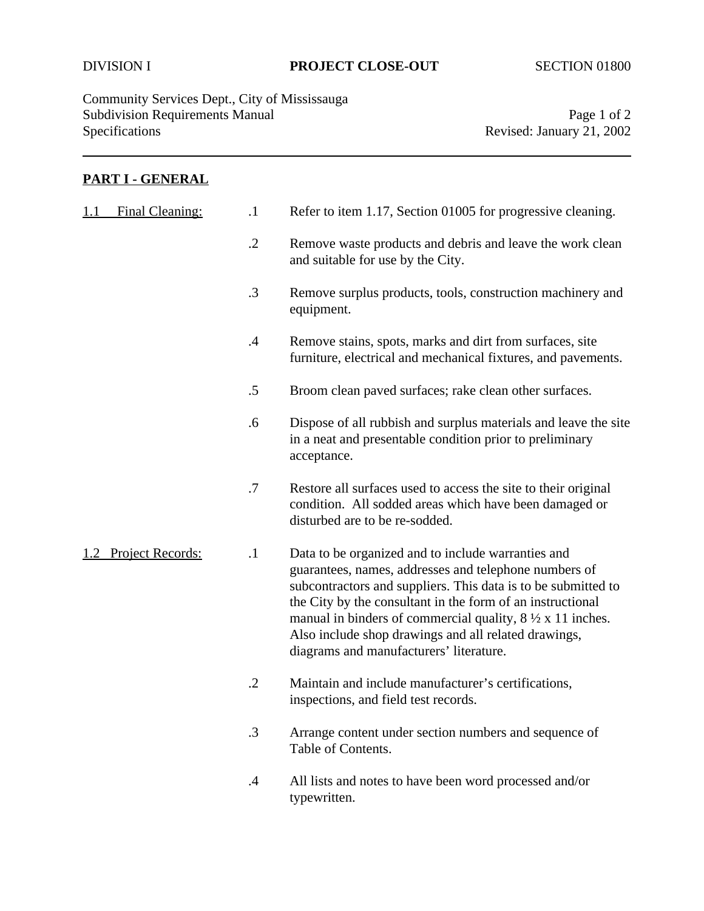DIVISION I **PROJECT CLOSE-OUT** SECTION 01800

Community Services Dept., City of Mississauga
Subdivision Requirements Manual
Specifications
Revised: January 21, 2002

---

## PART I - GENERAL

**1.1 Final Cleaning:**

.1 Refer to item 1.17, Section 01005 for progressive cleaning.

.2 Remove waste products and debris and leave the work clean and suitable for use by the City.

.3 Remove surplus products, tools, construction machinery and equipment.

.4 Remove stains, spots, marks and dirt from surfaces, site furniture, electrical and mechanical fixtures, and pavements.

.5 Broom clean paved surfaces; rake clean other surfaces.

.6 Dispose of all rubbish and surplus materials and leave the site in a neat and presentable condition prior to preliminary acceptance.

.7 Restore all surfaces used to access the site to their original condition. All sodded areas which have been damaged or disturbed are to be re-sodded.

**1.2 Project Records:**

.1 Data to be organized and to include warranties and guarantees, names, addresses and telephone numbers of subcontractors and suppliers. This data is to be submitted to the City by the consultant in the form of an instructional manual in binders of commercial quality, 8 ½ x 11 inches. Also include shop drawings and all related drawings, diagrams and manufacturers' literature.

.2 Maintain and include manufacturer's certifications, inspections, and field test records.

.3 Arrange content under section numbers and sequence of Table of Contents.

.4 All lists and notes to have been word processed and/or typewritten.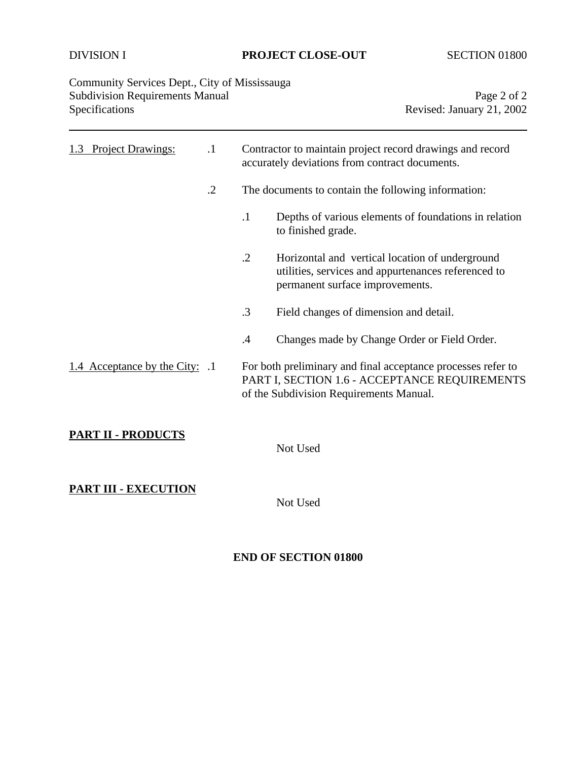1.3 Project Drawings:

.1 Contractor to maintain project record drawings and record accurately deviations from contract documents.

.2 The documents to contain the following information:

- .1 Depths of various elements of foundations in relation to finished grade.
- .2 Horizontal and vertical location of underground utilities, services and appurtenances referenced to permanent surface improvements.
- .3 Field changes of dimension and detail.
- .4 Changes made by Change Order or Field Order.

1.4 Acceptance by the City:

.1 For both preliminary and final acceptance processes refer to PART I, SECTION 1.6 - ACCEPTANCE REQUIREMENTS of the Subdivision Requirements Manual.

## PART II - PRODUCTS

Not Used

## PART III - EXECUTION

Not Used

**END OF SECTION 01800**